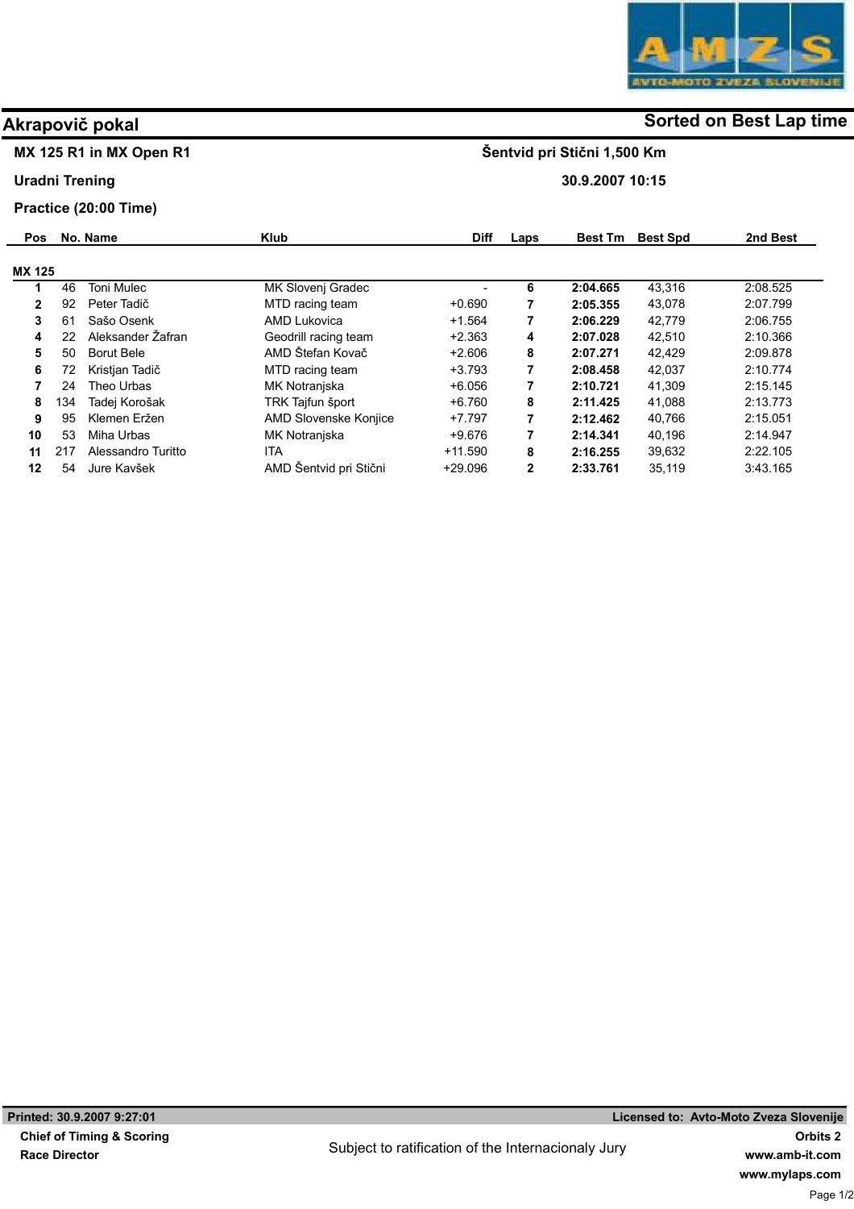# Akrapovič pokal

**Sorted on Best Lap time**

**MX 125 R1 in MX Open R1** — **Šentvid pri Stični 1,500 Km**

**Uradni Trening** — **30.9.2007 10:15**

**Practice (20:00 Time)**

| Pos | No. | Name | Klub | Diff | Laps | Best Tm | Best Spd | 2nd Best |
|---|---|---|---|---|---|---|---|---|
| **MX 125** | | | | | | | | |
| 1 | 46 | Toni Mulec | MK Slovenj Gradec | - | 6 | 2:04.665 | 43,316 | 2:08.525 |
| 2 | 92 | Peter Tadič | MTD racing team | +0.690 | 7 | 2:05.355 | 43,078 | 2:07.799 |
| 3 | 61 | Sašo Osenk | AMD Lukovica | +1.564 | 7 | 2:06.229 | 42,779 | 2:06.755 |
| 4 | 22 | Aleksander Žafran | Geodrill racing team | +2.363 | 4 | 2:07.028 | 42,510 | 2:10.366 |
| 5 | 50 | Borut Bele | AMD Štefan Kovač | +2.606 | 8 | 2:07.271 | 42,429 | 2:09.878 |
| 6 | 72 | Kristjan Tadič | MTD racing team | +3.793 | 7 | 2:08.458 | 42,037 | 2:10.774 |
| 7 | 24 | Theo Urbas | MK Notranjska | +6.056 | 7 | 2:10.721 | 41,309 | 2:15.145 |
| 8 | 134 | Tadej Korošak | TRK Tajfun šport | +6.760 | 8 | 2:11.425 | 41,088 | 2:13.773 |
| 9 | 95 | Klemen Eržen | AMD Slovenske Konjice | +7.797 | 7 | 2:12.462 | 40,766 | 2:15.051 |
| 10 | 53 | Miha Urbas | MK Notranjska | +9.676 | 7 | 2:14.341 | 40,196 | 2:14.947 |
| 11 | 217 | Alessandro Turitto | ITA | +11.590 | 8 | 2:16.255 | 39,632 | 2:22.105 |
| 12 | 54 | Jure Kavšek | AMD Šentvid pri Stični | +29.096 | 2 | 2:33.761 | 35,119 | 3:43.165 |

**Printed: 30.9.2007 9:27:01** — **Licensed to: Avto-Moto Zveza Slovenije**

**Chief of Timing & Scoring**

**Race Director**

Subject to ratification of the Internacionaly Jury

**Orbits 2**

**www.amb-it.com**

**www.mylaps.com**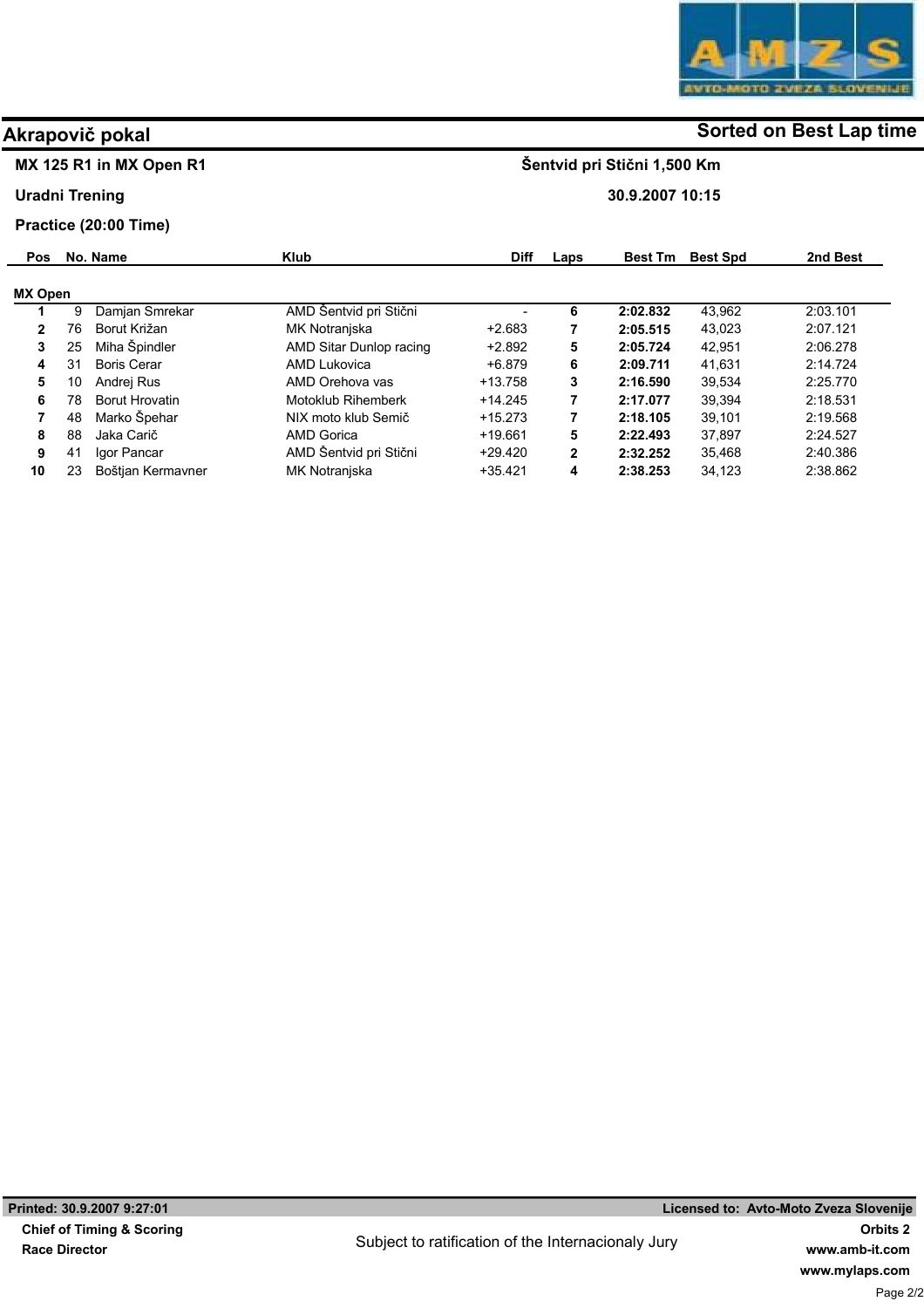# Akrapovič pokal

**Sorted on Best Lap time**

**MX 125 R1 in MX Open R1** — **Šentvid pri Stični 1,500 Km**

**Uradni Trening** — **30.9.2007 10:15**

**Practice (20:00 Time)**

| Pos | No. | Name | Klub | Diff | Laps | Best Tm | Best Spd | 2nd Best |
|---|---|---|---|---|---|---|---|---|
| **MX Open** | | | | | | | | |
| **1** | 9 | Damjan Smrekar | AMD Šentvid pri Stični | - | **6** | **2:02.832** | 43,962 | 2:03.101 |
| **2** | 76 | Borut Križan | MK Notranjska | +2.683 | **7** | **2:05.515** | 43,023 | 2:07.121 |
| **3** | 25 | Miha Špindler | AMD Sitar Dunlop racing | +2.892 | **5** | **2:05.724** | 42,951 | 2:06.278 |
| **4** | 31 | Boris Cerar | AMD Lukovica | +6.879 | **6** | **2:09.711** | 41,631 | 2:14.724 |
| **5** | 10 | Andrej Rus | AMD Orehova vas | +13.758 | **3** | **2:16.590** | 39,534 | 2:25.770 |
| **6** | 78 | Borut Hrovatin | Motoklub Rihemberk | +14.245 | **7** | **2:17.077** | 39,394 | 2:18.531 |
| **7** | 48 | Marko Špehar | NIX moto klub Semič | +15.273 | **7** | **2:18.105** | 39,101 | 2:19.568 |
| **8** | 88 | Jaka Carič | AMD Gorica | +19.661 | **5** | **2:22.493** | 37,897 | 2:24.527 |
| **9** | 41 | Igor Pancar | AMD Šentvid pri Stični | +29.420 | **2** | **2:32.252** | 35,468 | 2:40.386 |
| **10** | 23 | Boštjan Kermavner | MK Notranjska | +35.421 | **4** | **2:38.253** | 34,123 | 2:38.862 |

**Printed: 30.9.2007 9:27:01** — **Licensed to: Avto-Moto Zveza Slovenije**

**Chief of Timing & Scoring**

**Race Director**

Subject to ratification of the Internacionaly Jury

**Orbits 2**

**www.amb-it.com**

**www.mylaps.com**